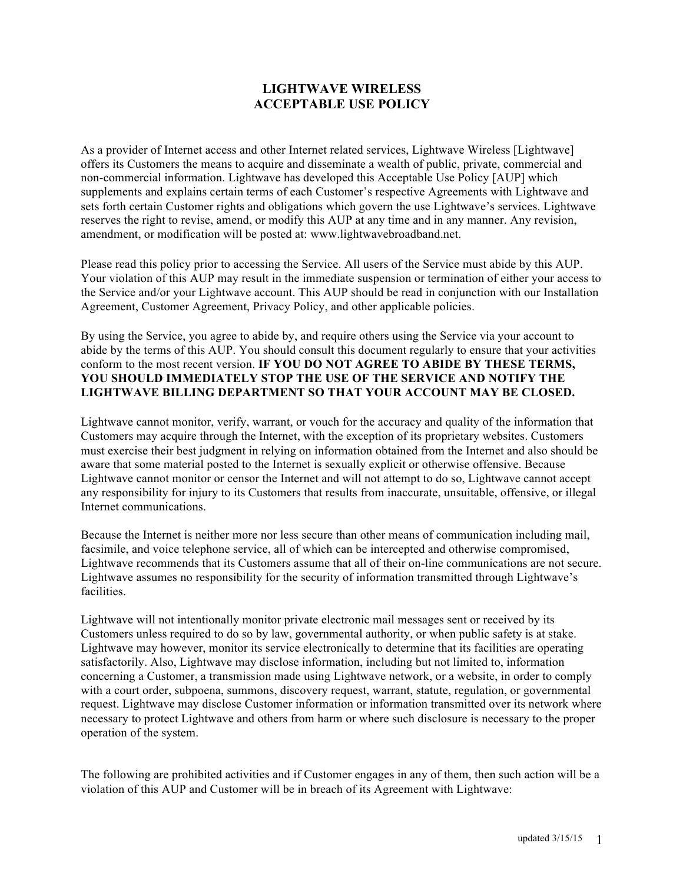# LIGHTWAVE WIRELESS
# ACCEPTABLE USE POLICY

As a provider of Internet access and other Internet related services, Lightwave Wireless [Lightwave] offers its Customers the means to acquire and disseminate a wealth of public, private, commercial and non-commercial information. Lightwave has developed this Acceptable Use Policy [AUP] which supplements and explains certain terms of each Customer's respective Agreements with Lightwave and sets forth certain Customer rights and obligations which govern the use Lightwave's services. Lightwave reserves the right to revise, amend, or modify this AUP at any time and in any manner. Any revision, amendment, or modification will be posted at: www.lightwavebroadband.net.

Please read this policy prior to accessing the Service. All users of the Service must abide by this AUP. Your violation of this AUP may result in the immediate suspension or termination of either your access to the Service and/or your Lightwave account. This AUP should be read in conjunction with our Installation Agreement, Customer Agreement, Privacy Policy, and other applicable policies.

By using the Service, you agree to abide by, and require others using the Service via your account to abide by the terms of this AUP. You should consult this document regularly to ensure that your activities conform to the most recent version. **IF YOU DO NOT AGREE TO ABIDE BY THESE TERMS, YOU SHOULD IMMEDIATELY STOP THE USE OF THE SERVICE AND NOTIFY THE LIGHTWAVE BILLING DEPARTMENT SO THAT YOUR ACCOUNT MAY BE CLOSED.**

Lightwave cannot monitor, verify, warrant, or vouch for the accuracy and quality of the information that Customers may acquire through the Internet, with the exception of its proprietary websites. Customers must exercise their best judgment in relying on information obtained from the Internet and also should be aware that some material posted to the Internet is sexually explicit or otherwise offensive. Because Lightwave cannot monitor or censor the Internet and will not attempt to do so, Lightwave cannot accept any responsibility for injury to its Customers that results from inaccurate, unsuitable, offensive, or illegal Internet communications.

Because the Internet is neither more nor less secure than other means of communication including mail, facsimile, and voice telephone service, all of which can be intercepted and otherwise compromised, Lightwave recommends that its Customers assume that all of their on-line communications are not secure. Lightwave assumes no responsibility for the security of information transmitted through Lightwave's facilities.

Lightwave will not intentionally monitor private electronic mail messages sent or received by its Customers unless required to do so by law, governmental authority, or when public safety is at stake. Lightwave may however, monitor its service electronically to determine that its facilities are operating satisfactorily. Also, Lightwave may disclose information, including but not limited to, information concerning a Customer, a transmission made using Lightwave network, or a website, in order to comply with a court order, subpoena, summons, discovery request, warrant, statute, regulation, or governmental request. Lightwave may disclose Customer information or information transmitted over its network where necessary to protect Lightwave and others from harm or where such disclosure is necessary to the proper operation of the system.

The following are prohibited activities and if Customer engages in any of them, then such action will be a violation of this AUP and Customer will be in breach of its Agreement with Lightwave: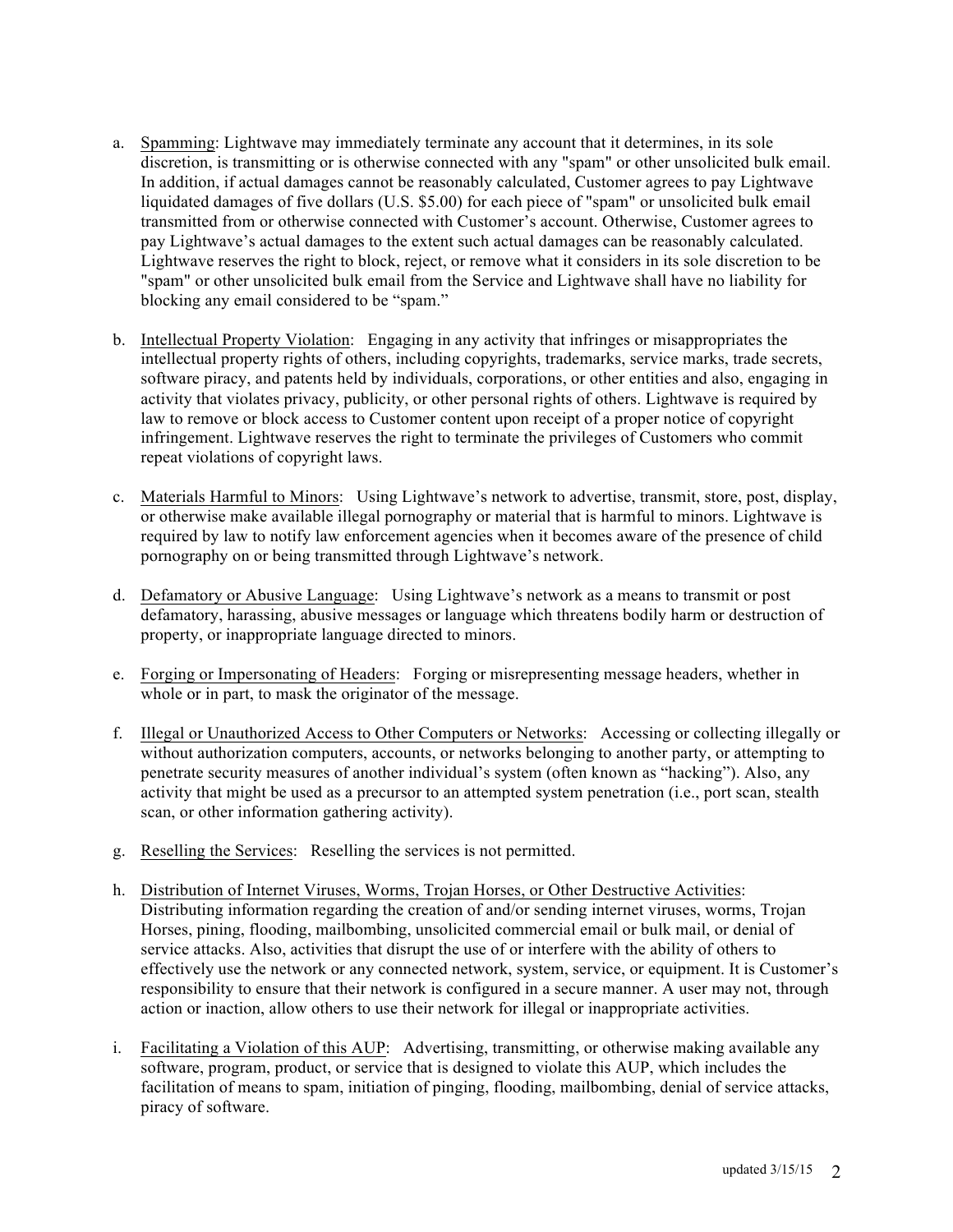a. Spamming: Lightwave may immediately terminate any account that it determines, in its sole discretion, is transmitting or is otherwise connected with any "spam" or other unsolicited bulk email. In addition, if actual damages cannot be reasonably calculated, Customer agrees to pay Lightwave liquidated damages of five dollars (U.S. $5.00) for each piece of "spam" or unsolicited bulk email transmitted from or otherwise connected with Customer's account. Otherwise, Customer agrees to pay Lightwave's actual damages to the extent such actual damages can be reasonably calculated. Lightwave reserves the right to block, reject, or remove what it considers in its sole discretion to be "spam" or other unsolicited bulk email from the Service and Lightwave shall have no liability for blocking any email considered to be "spam."

b. Intellectual Property Violation: Engaging in any activity that infringes or misappropriates the intellectual property rights of others, including copyrights, trademarks, service marks, trade secrets, software piracy, and patents held by individuals, corporations, or other entities and also, engaging in activity that violates privacy, publicity, or other personal rights of others. Lightwave is required by law to remove or block access to Customer content upon receipt of a proper notice of copyright infringement. Lightwave reserves the right to terminate the privileges of Customers who commit repeat violations of copyright laws.

c. Materials Harmful to Minors: Using Lightwave's network to advertise, transmit, store, post, display, or otherwise make available illegal pornography or material that is harmful to minors. Lightwave is required by law to notify law enforcement agencies when it becomes aware of the presence of child pornography on or being transmitted through Lightwave's network.

d. Defamatory or Abusive Language: Using Lightwave's network as a means to transmit or post defamatory, harassing, abusive messages or language which threatens bodily harm or destruction of property, or inappropriate language directed to minors.

e. Forging or Impersonating of Headers: Forging or misrepresenting message headers, whether in whole or in part, to mask the originator of the message.

f. Illegal or Unauthorized Access to Other Computers or Networks: Accessing or collecting illegally or without authorization computers, accounts, or networks belonging to another party, or attempting to penetrate security measures of another individual's system (often known as "hacking"). Also, any activity that might be used as a precursor to an attempted system penetration (i.e., port scan, stealth scan, or other information gathering activity).

g. Reselling the Services: Reselling the services is not permitted.

h. Distribution of Internet Viruses, Worms, Trojan Horses, or Other Destructive Activities: Distributing information regarding the creation of and/or sending internet viruses, worms, Trojan Horses, pining, flooding, mailbombing, unsolicited commercial email or bulk mail, or denial of service attacks. Also, activities that disrupt the use of or interfere with the ability of others to effectively use the network or any connected network, system, service, or equipment. It is Customer's responsibility to ensure that their network is configured in a secure manner. A user may not, through action or inaction, allow others to use their network for illegal or inappropriate activities.

i. Facilitating a Violation of this AUP: Advertising, transmitting, or otherwise making available any software, program, product, or service that is designed to violate this AUP, which includes the facilitation of means to spam, initiation of pinging, flooding, mailbombing, denial of service attacks, piracy of software.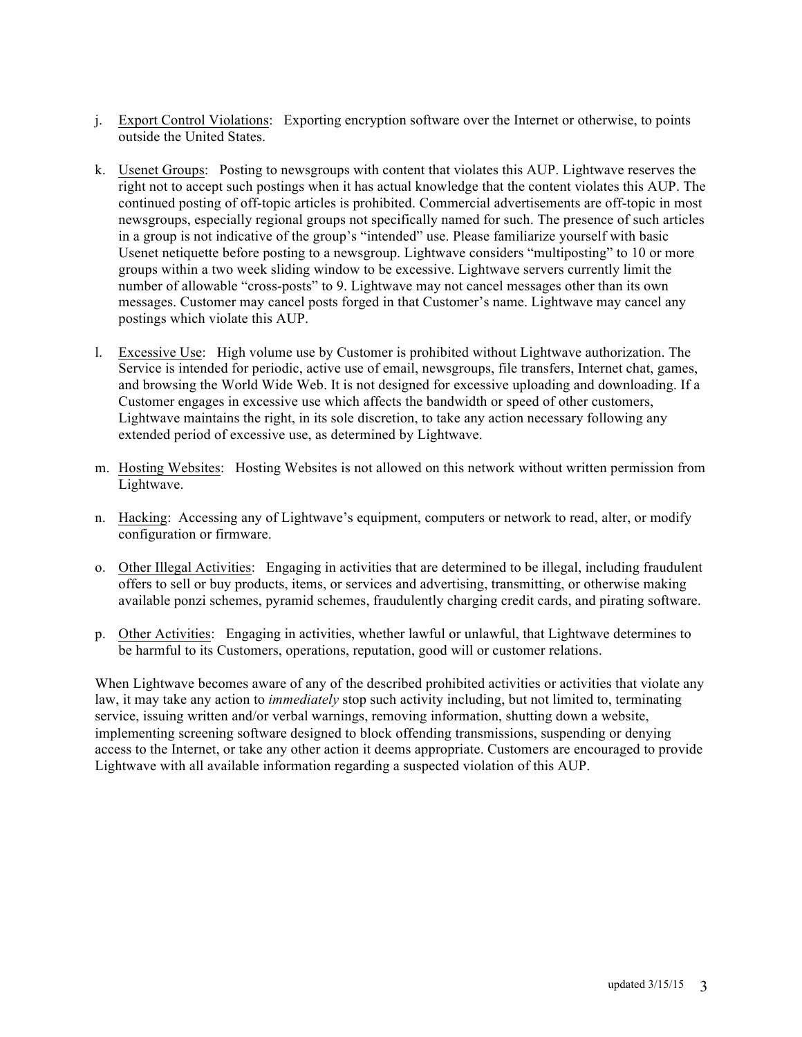j. Export Control Violations: Exporting encryption software over the Internet or otherwise, to points outside the United States.

k. Usenet Groups: Posting to newsgroups with content that violates this AUP. Lightwave reserves the right not to accept such postings when it has actual knowledge that the content violates this AUP. The continued posting of off-topic articles is prohibited. Commercial advertisements are off-topic in most newsgroups, especially regional groups not specifically named for such. The presence of such articles in a group is not indicative of the group's "intended" use. Please familiarize yourself with basic Usenet netiquette before posting to a newsgroup. Lightwave considers "multiposting" to 10 or more groups within a two week sliding window to be excessive. Lightwave servers currently limit the number of allowable "cross-posts" to 9. Lightwave may not cancel messages other than its own messages. Customer may cancel posts forged in that Customer's name. Lightwave may cancel any postings which violate this AUP.

l. Excessive Use: High volume use by Customer is prohibited without Lightwave authorization. The Service is intended for periodic, active use of email, newsgroups, file transfers, Internet chat, games, and browsing the World Wide Web. It is not designed for excessive uploading and downloading. If a Customer engages in excessive use which affects the bandwidth or speed of other customers, Lightwave maintains the right, in its sole discretion, to take any action necessary following any extended period of excessive use, as determined by Lightwave.

m. Hosting Websites: Hosting Websites is not allowed on this network without written permission from Lightwave.

n. Hacking: Accessing any of Lightwave's equipment, computers or network to read, alter, or modify configuration or firmware.

o. Other Illegal Activities: Engaging in activities that are determined to be illegal, including fraudulent offers to sell or buy products, items, or services and advertising, transmitting, or otherwise making available ponzi schemes, pyramid schemes, fraudulently charging credit cards, and pirating software.

p. Other Activities: Engaging in activities, whether lawful or unlawful, that Lightwave determines to be harmful to its Customers, operations, reputation, good will or customer relations.

When Lightwave becomes aware of any of the described prohibited activities or activities that violate any law, it may take any action to *immediately* stop such activity including, but not limited to, terminating service, issuing written and/or verbal warnings, removing information, shutting down a website, implementing screening software designed to block offending transmissions, suspending or denying access to the Internet, or take any other action it deems appropriate. Customers are encouraged to provide Lightwave with all available information regarding a suspected violation of this AUP.

updated 3/15/15